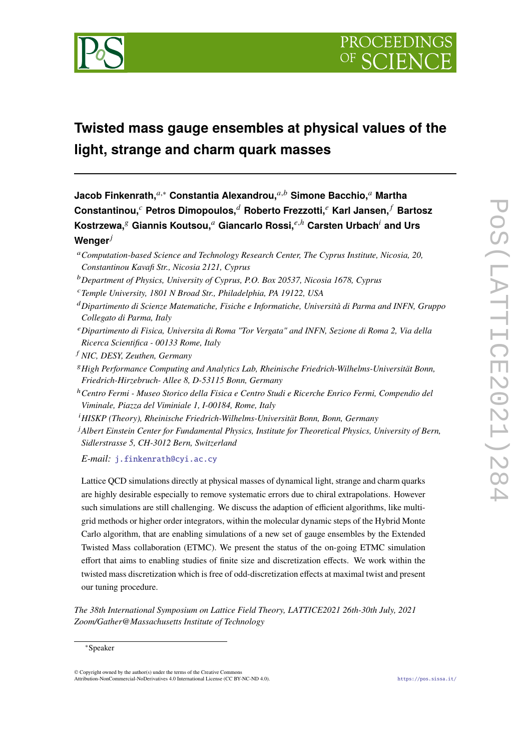# Twisted mass gauge ensembles at physical values of the light, strange and charm quark masses

**Jacob Finkenrath,**[a,*] **Constantia Alexandrou,**[a,b] **Simone Bacchio,**[a] **Martha Constantinou,**[c] **Petros Dimopoulos,**[d] **Roberto Frezzotti,**[e] **Karl Jansen,**[f] **Bartosz Kostrzewa,**[g] **Giannis Koutsou,**[a] **Giancarlo Rossi,**[e,h] **Carsten Urbach**[i] **and Urs Wenger**[j]

[a] *Computation-based Science and Technology Research Center, The Cyprus Institute, Nicosia, 20, Constantinou Kavafi Str., Nicosia 2121, Cyprus*

[b] *Department of Physics, University of Cyprus, P.O. Box 20537, Nicosia 1678, Cyprus*

[c] *Temple University, 1801 N Broad Str., Philadelphia, PA 19122, USA*

[d] *Dipartimento di Scienze Matematiche, Fisiche e Informatiche, Università di Parma and INFN, Gruppo Collegato di Parma, Italy*

[e] *Dipartimento di Fisica, Universita di Roma "Tor Vergata" and INFN, Sezione di Roma 2, Via della Ricerca Scientifica - 00133 Rome, Italy*

[f] *NIC, DESY, Zeuthen, Germany*

[g] *High Performance Computing and Analytics Lab, Rheinische Friedrich-Wilhelms-Universität Bonn, Friedrich-Hirzebruch- Allee 8, D-53115 Bonn, Germany*

[h] *Centro Fermi - Museo Storico della Fisica e Centro Studi e Ricerche Enrico Fermi, Compendio del Viminale, Piazza del Viminiale 1, I-00184, Rome, Italy*

[i] *HISKP (Theory), Rheinische Friedrich-Wilhelms-Universität Bonn, Bonn, Germany*

[j] *Albert Einstein Center for Fundamental Physics, Institute for Theoretical Physics, University of Bern, Sidlerstrasse 5, CH-3012 Bern, Switzerland*

*E-mail:* j.finkenrath@cyi.ac.cy

Lattice QCD simulations directly at physical masses of dynamical light, strange and charm quarks are highly desirable especially to remove systematic errors due to chiral extrapolations. However such simulations are still challenging. We discuss the adaption of efficient algorithms, like multi-grid methods or higher order integrators, within the molecular dynamic steps of the Hybrid Monte Carlo algorithm, that are enabling simulations of a new set of gauge ensembles by the Extended Twisted Mass collaboration (ETMC). We present the status of the on-going ETMC simulation effort that aims to enabling studies of finite size and discretization effects. We work within the twisted mass discretization which is free of odd-discretization effects at maximal twist and present our tuning procedure.

*The 38th International Symposium on Lattice Field Theory, LATTICE2021 26th-30th July, 2021 Zoom/Gather@Massachusetts Institute of Technology*

*Speaker

© Copyright owned by the author(s) under the terms of the Creative Commons Attribution-NonCommercial-NoDerivatives 4.0 International License (CC BY-NC-ND 4.0).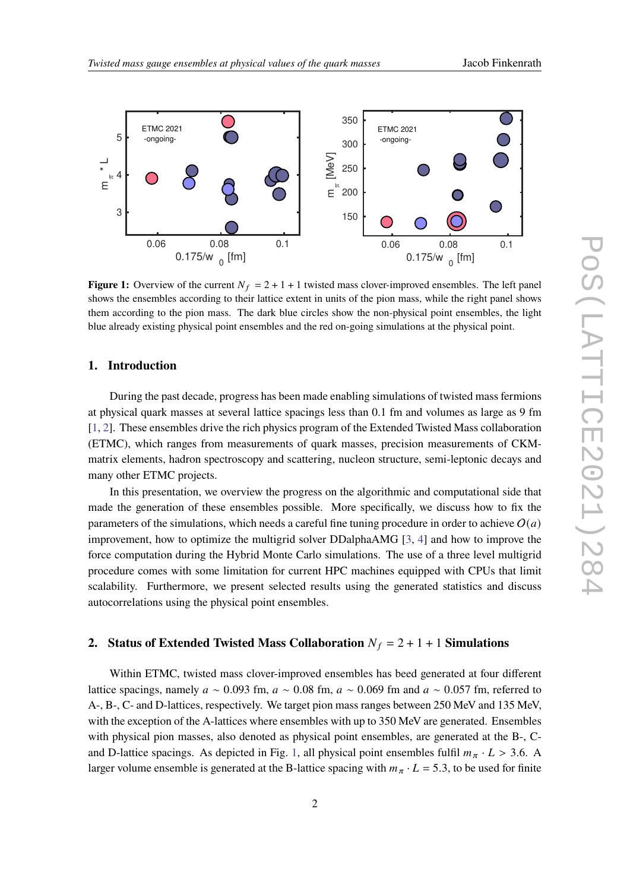**Figure 1:** Overview of the current $N_f = 2+1+1$ twisted mass clover-improved ensembles. The left panel shows the ensembles according to their lattice extent in units of the pion mass, while the right panel shows them according to the pion mass. The dark blue circles show the non-physical point ensembles, the light blue already existing physical point ensembles and the red on-going simulations at the physical point.

## 1. Introduction

During the past decade, progress has been made enabling simulations of twisted mass fermions at physical quark masses at several lattice spacings less than 0.1 fm and volumes as large as 9 fm [1, 2]. These ensembles drive the rich physics program of the Extended Twisted Mass collaboration (ETMC), which ranges from measurements of quark masses, precision measurements of CKM-matrix elements, hadron spectroscopy and scattering, nucleon structure, semi-leptonic decays and many other ETMC projects.

In this presentation, we overview the progress on the algorithmic and computational side that made the generation of these ensembles possible. More specifically, we discuss how to fix the parameters of the simulations, which needs a careful fine tuning procedure in order to achieve $O(a)$ improvement, how to optimize the multigrid solver DDalphaAMG [3, 4] and how to improve the force computation during the Hybrid Monte Carlo simulations. The use of a three level multigrid procedure comes with some limitation for current HPC machines equipped with CPUs that limit scalability. Furthermore, we present selected results using the generated statistics and discuss autocorrelations using the physical point ensembles.

## 2. Status of Extended Twisted Mass Collaboration $N_f = 2+1+1$ Simulations

Within ETMC, twisted mass clover-improved ensembles has beed generated at four different lattice spacings, namely $a \sim 0.093$ fm, $a \sim 0.08$ fm, $a \sim 0.069$ fm and $a \sim 0.057$ fm, referred to A-, B-, C- and D-lattices, respectively. We target pion mass ranges between 250 MeV and 135 MeV, with the exception of the A-lattices where ensembles with up to 350 MeV are generated. Ensembles with physical pion masses, also denoted as physical point ensembles, are generated at the B-, C- and D-lattice spacings. As depicted in Fig. 1, all physical point ensembles fulfil $m_\pi \cdot L > 3.6$. A larger volume ensemble is generated at the B-lattice spacing with $m_\pi \cdot L = 5.3$, to be used for finite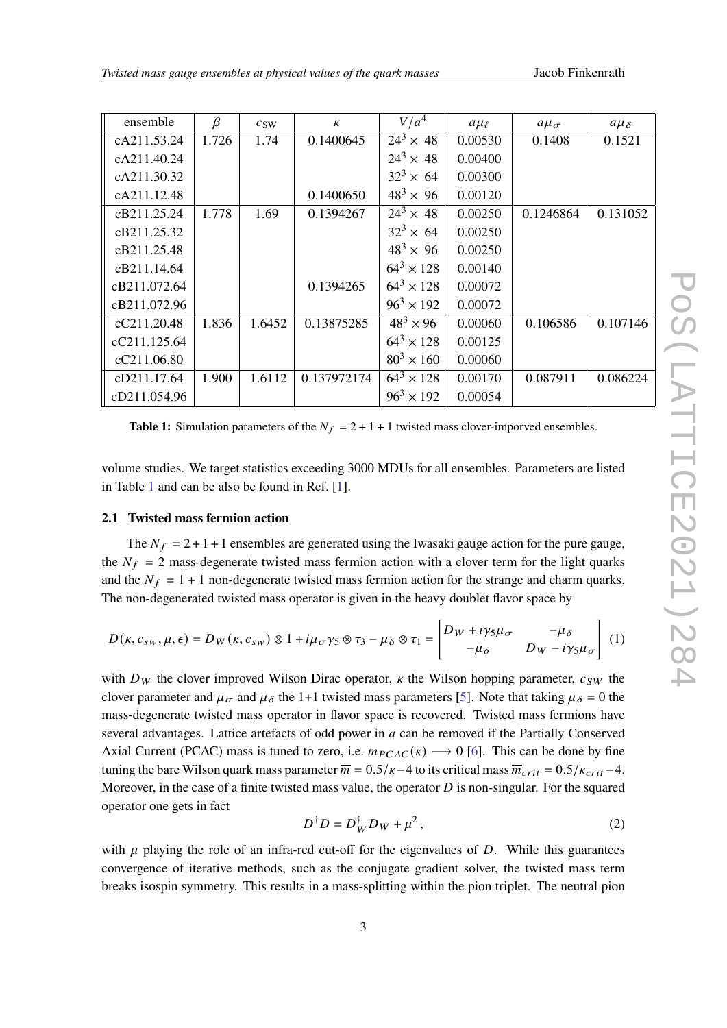| ensemble | $\beta$ | $c_{\rm SW}$ | $\kappa$ | $V/a^4$ | $a\mu_\ell$ | $a\mu_\sigma$ | $a\mu_\delta$ |
|---|---|---|---|---|---|---|---|
| cA211.53.24 | 1.726 | 1.74 | 0.1400645 | $24^3 \times 48$ | 0.00530 | 0.1408 | 0.1521 |
| cA211.40.24 | | | | $24^3 \times 48$ | 0.00400 | | |
| cA211.30.32 | | | | $32^3 \times 64$ | 0.00300 | | |
| cA211.12.48 | | | 0.1400650 | $48^3 \times 96$ | 0.00120 | | |
| cB211.25.24 | 1.778 | 1.69 | 0.1394267 | $24^3 \times 48$ | 0.00250 | 0.1246864 | 0.131052 |
| cB211.25.32 | | | | $32^3 \times 64$ | 0.00250 | | |
| cB211.25.48 | | | | $48^3 \times 96$ | 0.00250 | | |
| cB211.14.64 | | | | $64^3 \times 128$ | 0.00140 | | |
| cB211.072.64 | | | 0.1394265 | $64^3 \times 128$ | 0.00072 | | |
| cB211.072.96 | | | | $96^3 \times 192$ | 0.00072 | | |
| cC211.20.48 | 1.836 | 1.6452 | 0.13875285 | $48^3 \times 96$ | 0.00060 | 0.106586 | 0.107146 |
| cC211.125.64 | | | | $64^3 \times 128$ | 0.00125 | | |
| cC211.06.80 | | | | $80^3 \times 160$ | 0.00060 | | |
| cD211.17.64 | 1.900 | 1.6112 | 0.137972174 | $64^3 \times 128$ | 0.00170 | 0.087911 | 0.086224 |
| cD211.054.96 | | | | $96^3 \times 192$ | 0.00054 | | |

**Table 1:** Simulation parameters of the $N_f = 2+1+1$ twisted mass clover-imporved ensembles.

volume studies. We target statistics exceeding 3000 MDUs for all ensembles. Parameters are listed in Table 1 and can be also be found in Ref. [1].

### 2.1 Twisted mass fermion action

The $N_f = 2+1+1$ ensembles are generated using the Iwasaki gauge action for the pure gauge, the $N_f = 2$ mass-degenerate twisted mass fermion action with a clover term for the light quarks and the $N_f = 1+1$ non-degenerate twisted mass fermion action for the strange and charm quarks. The non-degenerated twisted mass operator is given in the heavy doublet flavor space by

$$D(\kappa, c_{sw}, \mu, \epsilon) = D_W(\kappa, c_{sw}) \otimes 1 + i\mu_\sigma \gamma_5 \otimes \tau_3 - \mu_\delta \otimes \tau_1 = \begin{bmatrix} D_W + i\gamma_5 \mu_\sigma & -\mu_\delta \\ -\mu_\delta & D_W - i\gamma_5 \mu_\sigma \end{bmatrix} \quad (1)$$

with $D_W$ the clover improved Wilson Dirac operator, $\kappa$ the Wilson hopping parameter, $c_{SW}$ the clover parameter and $\mu_\sigma$ and $\mu_\delta$ the 1+1 twisted mass parameters [5]. Note that taking $\mu_\delta = 0$ the mass-degenerate twisted mass operator in flavor space is recovered. Twisted mass fermions have several advantages. Lattice artefacts of odd power in $a$ can be removed if the Partially Conserved Axial Current (PCAC) mass is tuned to zero, i.e. $m_{PCAC}(\kappa) \longrightarrow 0$ [6]. This can be done by fine tuning the bare Wilson quark mass parameter $\overline{m} = 0.5/\kappa - 4$ to its critical mass $\overline{m}_{crit} = 0.5/\kappa_{crit} - 4$. Moreover, in the case of a finite twisted mass value, the operator $D$ is non-singular. For the squared operator one gets in fact

$$D^\dagger D = D_W^\dagger D_W + \mu^2 , \quad (2)$$

with $\mu$ playing the role of an infra-red cut-off for the eigenvalues of $D$. While this guarantees convergence of iterative methods, such as the conjugate gradient solver, the twisted mass term breaks isospin symmetry. This results in a mass-splitting within the pion triplet. The neutral pion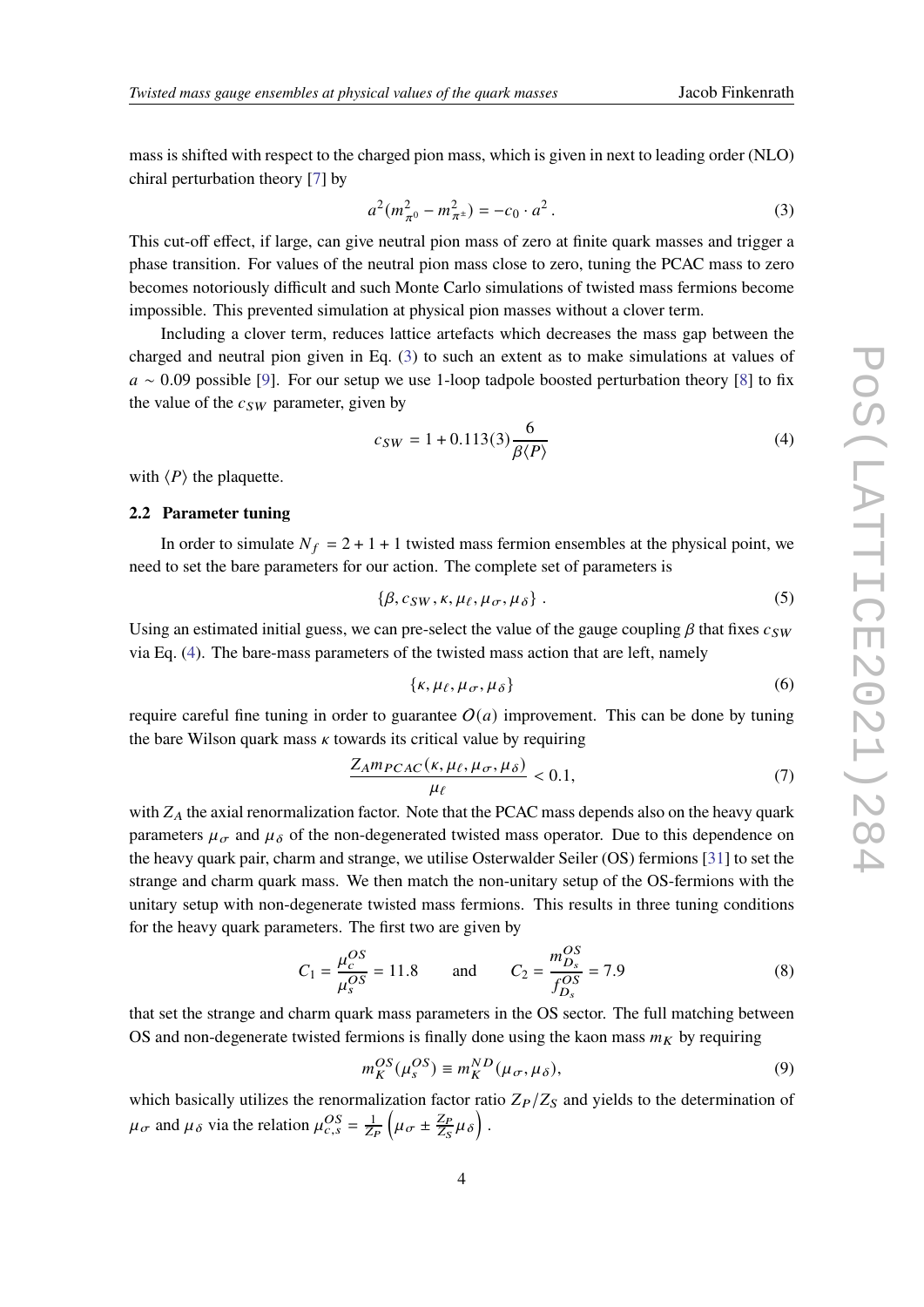mass is shifted with respect to the charged pion mass, which is given in next to leading order (NLO) chiral perturbation theory [7] by

$$a^2(m_{\pi^0}^2 - m_{\pi^\pm}^2) = -c_0 \cdot a^2 \,. \tag{3}$$

This cut-off effect, if large, can give neutral pion mass of zero at finite quark masses and trigger a phase transition. For values of the neutral pion mass close to zero, tuning the PCAC mass to zero becomes notoriously difficult and such Monte Carlo simulations of twisted mass fermions become impossible. This prevented simulation at physical pion masses without a clover term.

Including a clover term, reduces lattice artefacts which decreases the mass gap between the charged and neutral pion given in Eq. (3) to such an extent as to make simulations at values of $a \sim 0.09$ possible [9]. For our setup we use 1-loop tadpole boosted perturbation theory [8] to fix the value of the $c_{SW}$ parameter, given by

$$c_{SW} = 1 + 0.113(3)\frac{6}{\beta\langle P\rangle} \tag{4}$$

with $\langle P\rangle$ the plaquette.

### 2.2 Parameter tuning

In order to simulate $N_f = 2+1+1$ twisted mass fermion ensembles at the physical point, we need to set the bare parameters for our action. The complete set of parameters is

$$\{\beta, c_{SW}, \kappa, \mu_\ell, \mu_\sigma, \mu_\delta\} \,. \tag{5}$$

Using an estimated initial guess, we can pre-select the value of the gauge coupling $\beta$ that fixes $c_{SW}$ via Eq. (4). The bare-mass parameters of the twisted mass action that are left, namely

$$\{\kappa, \mu_\ell, \mu_\sigma, \mu_\delta\} \tag{6}$$

require careful fine tuning in order to guarantee $O(a)$ improvement. This can be done by tuning the bare Wilson quark mass $\kappa$ towards its critical value by requiring

$$\frac{Z_A m_{PCAC}(\kappa, \mu_\ell, \mu_\sigma, \mu_\delta)}{\mu_\ell} < 0.1, \tag{7}$$

with $Z_A$ the axial renormalization factor. Note that the PCAC mass depends also on the heavy quark parameters $\mu_\sigma$ and $\mu_\delta$ of the non-degenerated twisted mass operator. Due to this dependence on the heavy quark pair, charm and strange, we utilise Osterwalder Seiler (OS) fermions [31] to set the strange and charm quark mass. We then match the non-unitary setup of the OS-fermions with the unitary setup with non-degenerate twisted mass fermions. This results in three tuning conditions for the heavy quark parameters. The first two are given by

$$C_1 = \frac{\mu_c^{OS}}{\mu_s^{OS}} = 11.8 \qquad \text{and} \qquad C_2 = \frac{m_{D_s}^{OS}}{f_{D_s}^{OS}} = 7.9 \tag{8}$$

that set the strange and charm quark mass parameters in the OS sector. The full matching between OS and non-degenerate twisted fermions is finally done using the kaon mass $m_K$ by requiring

$$m_K^{OS}(\mu_s^{OS}) \equiv m_K^{ND}(\mu_\sigma, \mu_\delta), \tag{9}$$

which basically utilizes the renormalization factor ratio $Z_P/Z_S$ and yields to the determination of $\mu_\sigma$ and $\mu_\delta$ via the relation $\mu_{c,s}^{OS} = \frac{1}{Z_P}\left(\mu_\sigma \pm \frac{Z_P}{Z_S}\mu_\delta\right)$.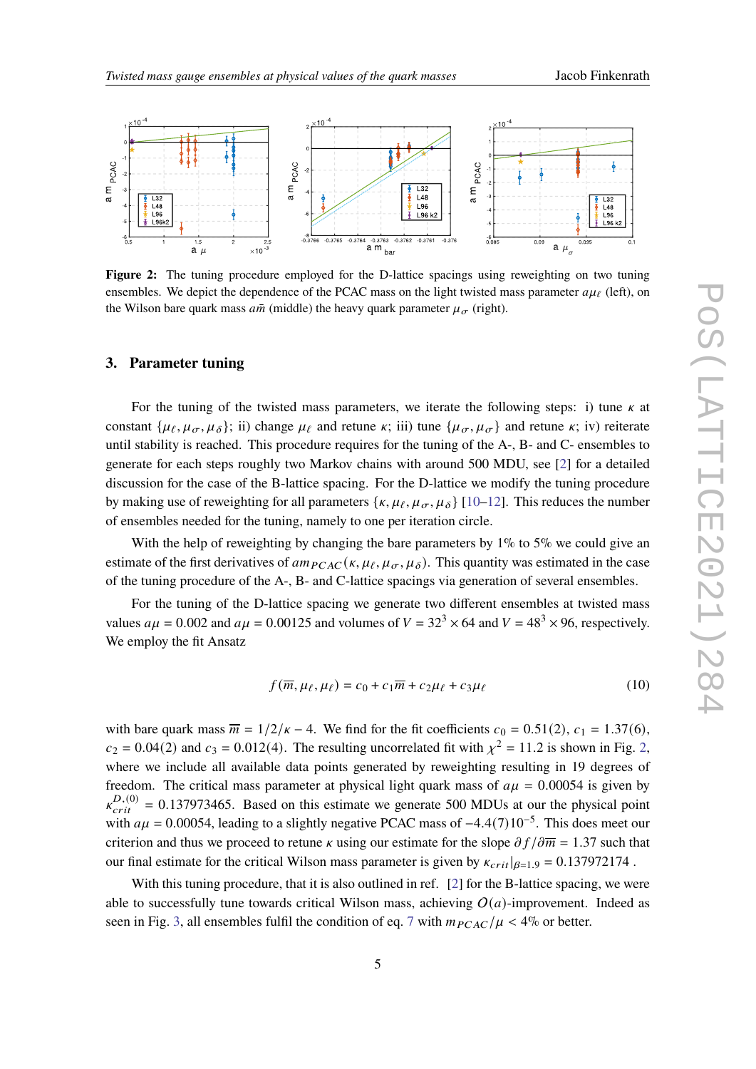**Figure 2:** The tuning procedure employed for the D-lattice spacings using reweighting on two tuning ensembles. We depict the dependence of the PCAC mass on the light twisted mass parameter $a\mu_\ell$ (left), on the Wilson bare quark mass $a\bar{m}$ (middle) the heavy quark parameter $\mu_\sigma$ (right).

## 3. Parameter tuning

For the tuning of the twisted mass parameters, we iterate the following steps: i) tune $\kappa$ at constant $\{\mu_\ell, \mu_\sigma, \mu_\delta\}$; ii) change $\mu_\ell$ and retune $\kappa$; iii) tune $\{\mu_\sigma, \mu_\sigma\}$ and retune $\kappa$; iv) reiterate until stability is reached. This procedure requires for the tuning of the A-, B- and C- ensembles to generate for each steps roughly two Markov chains with around 500 MDU, see [2] for a detailed discussion for the case of the B-lattice spacing. For the D-lattice we modify the tuning procedure by making use of reweighting for all parameters $\{\kappa, \mu_\ell, \mu_\sigma, \mu_\delta\}$ [10–12]. This reduces the number of ensembles needed for the tuning, namely to one per iteration circle.

With the help of reweighting by changing the bare parameters by 1% to 5% we could give an estimate of the first derivatives of $am_{PCAC}(\kappa, \mu_\ell, \mu_\sigma, \mu_\delta)$. This quantity was estimated in the case of the tuning procedure of the A-, B- and C-lattice spacings via generation of several ensembles.

For the tuning of the D-lattice spacing we generate two different ensembles at twisted mass values $a\mu = 0.002$ and $a\mu = 0.00125$ and volumes of $V = 32^3 \times 64$ and $V = 48^3 \times 96$, respectively. We employ the fit Ansatz

$$f(\overline{m}, \mu_\ell, \mu_\ell) = c_0 + c_1 \overline{m} + c_2 \mu_\ell + c_3 \mu_\ell \tag{10}$$

with bare quark mass $\overline{m} = 1/2/\kappa - 4$. We find for the fit coefficients $c_0 = 0.51(2)$, $c_1 = 1.37(6)$, $c_2 = 0.04(2)$ and $c_3 = 0.012(4)$. The resulting uncorrelated fit with $\chi^2 = 11.2$ is shown in Fig. 2, where we include all available data points generated by reweighting resulting in 19 degrees of freedom. The critical mass parameter at physical light quark mass of $a\mu = 0.00054$ is given by $\kappa_{crit}^{D,(0)} = 0.137973465$. Based on this estimate we generate 500 MDUs at our the physical point with $a\mu = 0.00054$, leading to a slightly negative PCAC mass of $-4.4(7)10^{-5}$. This does meet our criterion and thus we proceed to retune $\kappa$ using our estimate for the slope $\partial f / \partial \overline{m} = 1.37$ such that our final estimate for the critical Wilson mass parameter is given by $\kappa_{crit}|_{\beta=1.9} = 0.137972174$ .

With this tuning procedure, that it is also outlined in ref. [2] for the B-lattice spacing, we were able to successfully tune towards critical Wilson mass, achieving $O(a)$-improvement. Indeed as seen in Fig. 3, all ensembles fulfil the condition of eq. 7 with $m_{PCAC}/\mu < 4\%$ or better.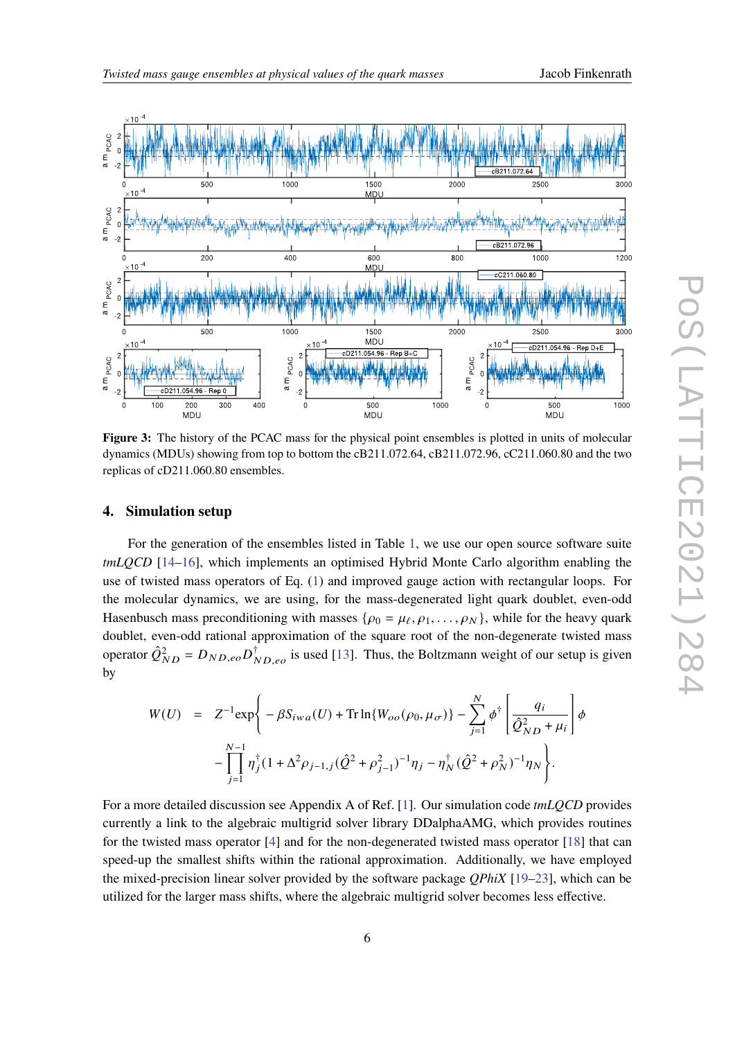**Figure 3:** The history of the PCAC mass for the physical point ensembles is plotted in units of molecular dynamics (MDUs) showing from top to bottom the cB211.072.64, cB211.072.96, cC211.060.80 and the two replicas of cD211.060.80 ensembles.

## 4. Simulation setup

For the generation of the ensembles listed in Table 1, we use our open source software suite *tmLQCD* [14–16], which implements an optimised Hybrid Monte Carlo algorithm enabling the use of twisted mass operators of Eq. (1) and improved gauge action with rectangular loops. For the molecular dynamics, we are using, for the mass-degenerated light quark doublet, even-odd Hasenbusch mass preconditioning with masses $\{\rho_0 = \mu_\ell, \rho_1, \ldots, \rho_N\}$, while for the heavy quark doublet, even-odd rational approximation of the square root of the non-degenerate twisted mass operator $\hat{Q}^2_{ND} = D_{ND,eo} D^\dagger_{ND,eo}$ is used [13]. Thus, the Boltzmann weight of our setup is given by

$$
\begin{aligned}
W(U) \quad = \quad & Z^{-1} \exp\Bigg\{ -\beta S_{iwa}(U) + \operatorname{Tr}\ln\{W_{oo}(\rho_0, \mu_\sigma)\} - \sum_{j=1}^{N} \phi^\dagger \left[ \frac{q_i}{\hat{Q}^2_{ND} + \mu_i} \right] \phi \\
& - \prod_{j=1}^{N-1} \eta_j^\dagger (1 + \Delta^2 \rho_{j-1,j} (\hat{Q}^2 + \rho_{j-1}^2)^{-1} \eta_j - \eta_N^\dagger (\hat{Q}^2 + \rho_N^2)^{-1} \eta_N \Bigg\}.
\end{aligned}
$$

For a more detailed discussion see Appendix A of Ref. [1]. Our simulation code *tmLQCD* provides currently a link to the algebraic multigrid solver library DDalphaAMG, which provides routines for the twisted mass operator [4] and for the non-degenerated twisted mass operator [18] that can speed-up the smallest shifts within the rational approximation. Additionally, we have employed the mixed-precision linear solver provided by the software package *QPhiX* [19–23], which can be utilized for the larger mass shifts, where the algebraic multigrid solver becomes less effective.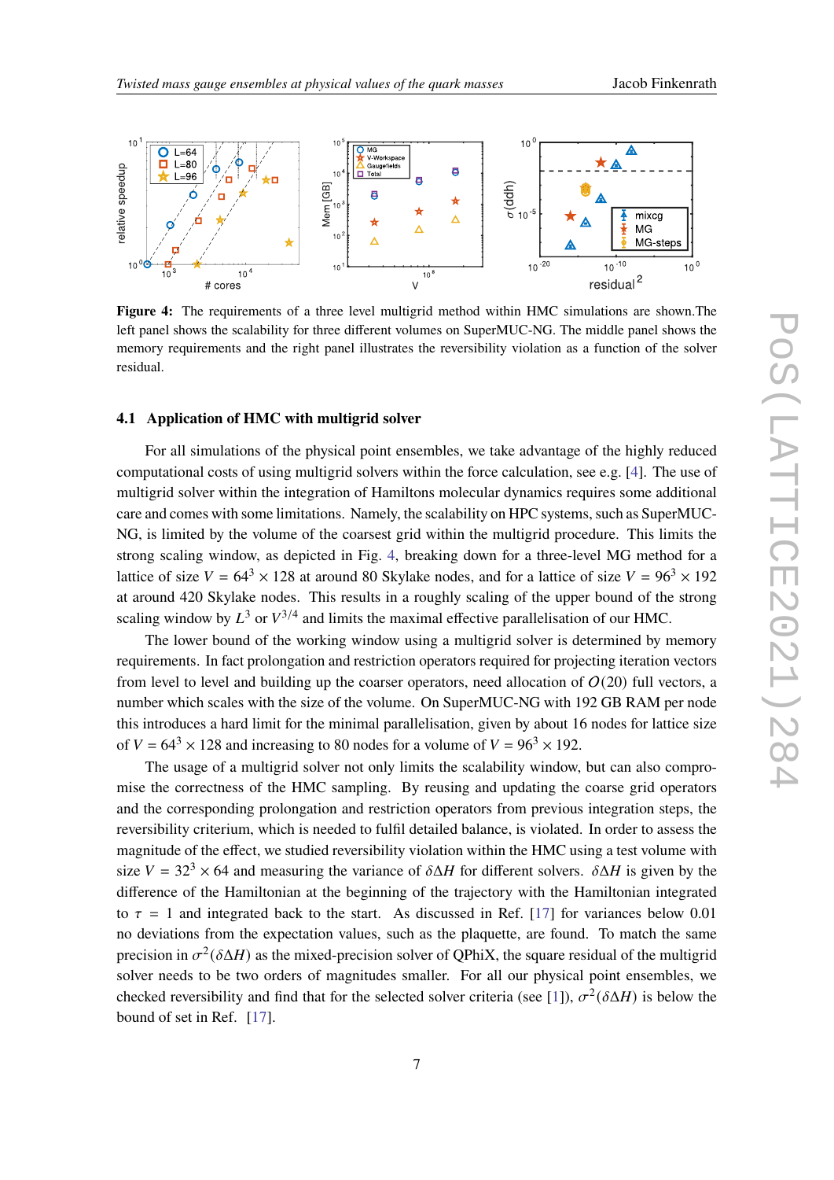**Figure 4:** The requirements of a three level multigrid method within HMC simulations are shown.The left panel shows the scalability for three different volumes on SuperMUC-NG. The middle panel shows the memory requirements and the right panel illustrates the reversibility violation as a function of the solver residual.

### 4.1 Application of HMC with multigrid solver

For all simulations of the physical point ensembles, we take advantage of the highly reduced computational costs of using multigrid solvers within the force calculation, see e.g. [4]. The use of multigrid solver within the integration of Hamiltons molecular dynamics requires some additional care and comes with some limitations. Namely, the scalability on HPC systems, such as SuperMUC-NG, is limited by the volume of the coarsest grid within the multigrid procedure. This limits the strong scaling window, as depicted in Fig. 4, breaking down for a three-level MG method for a lattice of size $V = 64^3 \times 128$ at around 80 Skylake nodes, and for a lattice of size $V = 96^3 \times 192$ at around 420 Skylake nodes. This results in a roughly scaling of the upper bound of the strong scaling window by $L^3$ or $V^{3/4}$ and limits the maximal effective parallelisation of our HMC.

The lower bound of the working window using a multigrid solver is determined by memory requirements. In fact prolongation and restriction operators required for projecting iteration vectors from level to level and building up the coarser operators, need allocation of $O(20)$ full vectors, a number which scales with the size of the volume. On SuperMUC-NG with 192 GB RAM per node this introduces a hard limit for the minimal parallelisation, given by about 16 nodes for lattice size of $V = 64^3 \times 128$ and increasing to 80 nodes for a volume of $V = 96^3 \times 192$.

The usage of a multigrid solver not only limits the scalability window, but can also compromise the correctness of the HMC sampling. By reusing and updating the coarse grid operators and the corresponding prolongation and restriction operators from previous integration steps, the reversibility criterium, which is needed to fulfil detailed balance, is violated. In order to assess the magnitude of the effect, we studied reversibility violation within the HMC using a test volume with size $V = 32^3 \times 64$ and measuring the variance of $\delta\Delta H$ for different solvers. $\delta\Delta H$ is given by the difference of the Hamiltonian at the beginning of the trajectory with the Hamiltonian integrated to $\tau = 1$ and integrated back to the start. As discussed in Ref. [17] for variances below 0.01 no deviations from the expectation values, such as the plaquette, are found. To match the same precision in $\sigma^2(\delta\Delta H)$ as the mixed-precision solver of QPhiX, the square residual of the multigrid solver needs to be two orders of magnitudes smaller. For all our physical point ensembles, we checked reversibility and find that for the selected solver criteria (see [1]), $\sigma^2(\delta\Delta H)$ is below the bound of set in Ref. [17].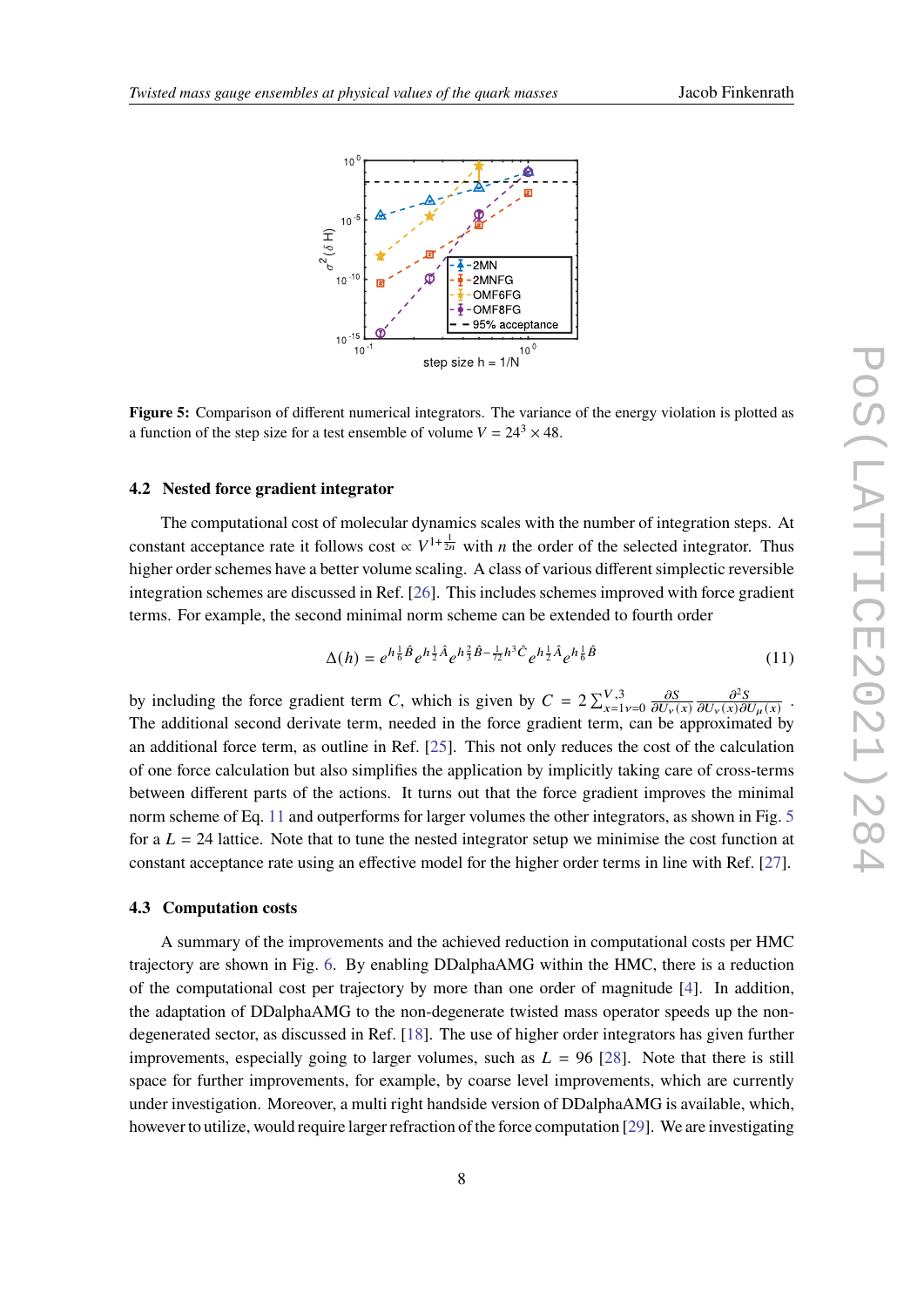**Figure 5:** Comparison of different numerical integrators. The variance of the energy violation is plotted as a function of the step size for a test ensemble of volume $V = 24^3 \times 48$.

### 4.2 Nested force gradient integrator

The computational cost of molecular dynamics scales with the number of integration steps. At constant acceptance rate it follows cost $\propto V^{1+\frac{1}{2n}}$ with $n$ the order of the selected integrator. Thus higher order schemes have a better volume scaling. A class of various different simplectic reversible integration schemes are discussed in Ref. [26]. This includes schemes improved with force gradient terms. For example, the second minimal norm scheme can be extended to fourth order

$$\Delta(h) = e^{h\frac{1}{6}\hat{B}} e^{h\frac{1}{2}\hat{A}} e^{h\frac{2}{3}\hat{B} - \frac{1}{72}h^3\hat{C}} e^{h\frac{1}{2}\hat{A}} e^{h\frac{1}{6}\hat{B}} \tag{11}$$

by including the force gradient term $C$, which is given by $C = 2\sum_{x=1\,\nu=0}^{V,3} \frac{\partial S}{\partial U_\nu(x)} \frac{\partial^2 S}{\partial U_\nu(x)\partial U_\mu(x)}$. The additional second derivate term, needed in the force gradient term, can be approximated by an additional force term, as outline in Ref. [25]. This not only reduces the cost of the calculation of one force calculation but also simplifies the application by implicitly taking care of cross-terms between different parts of the actions. It turns out that the force gradient improves the minimal norm scheme of Eq. 11 and outperforms for larger volumes the other integrators, as shown in Fig. 5 for a $L = 24$ lattice. Note that to tune the nested integrator setup we minimise the cost function at constant acceptance rate using an effective model for the higher order terms in line with Ref. [27].

### 4.3 Computation costs

A summary of the improvements and the achieved reduction in computational costs per HMC trajectory are shown in Fig. 6. By enabling DDalphaAMG within the HMC, there is a reduction of the computational cost per trajectory by more than one order of magnitude [4]. In addition, the adaptation of DDalphaAMG to the non-degenerate twisted mass operator speeds up the non-degenerated sector, as discussed in Ref. [18]. The use of higher order integrators has given further improvements, especially going to larger volumes, such as $L = 96$ [28]. Note that there is still space for further improvements, for example, by coarse level improvements, which are currently under investigation. Moreover, a multi right handside version of DDalphaAMG is available, which, however to utilize, would require larger refraction of the force computation [29]. We are investigating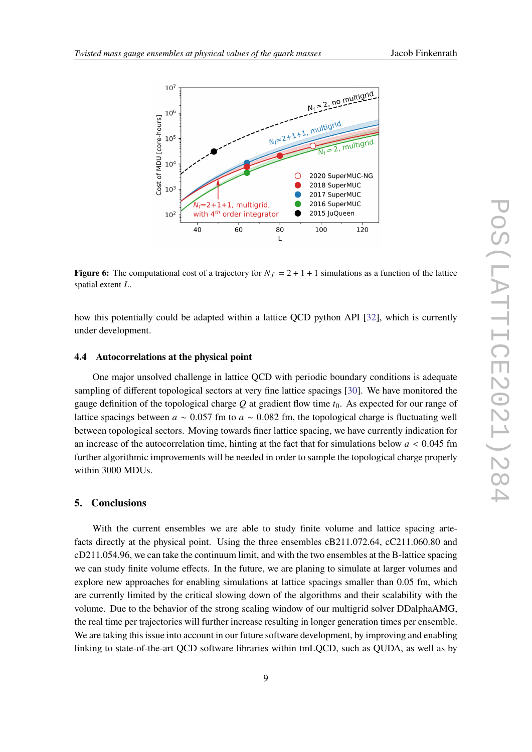**Figure 6:** The computational cost of a trajectory for $N_f = 2+1+1$ simulations as a function of the lattice spatial extent $L$.

how this potentially could be adapted within a lattice QCD python API [32], which is currently under development.

### 4.4 Autocorrelations at the physical point

One major unsolved challenge in lattice QCD with periodic boundary conditions is adequate sampling of different topological sectors at very fine lattice spacings [30]. We have monitored the gauge definition of the topological charge $Q$ at gradient flow time $t_0$. As expected for our range of lattice spacings between $a \sim 0.057$ fm to $a \sim 0.082$ fm, the topological charge is fluctuating well between topological sectors. Moving towards finer lattice spacing, we have currently indication for an increase of the autocorrelation time, hinting at the fact that for simulations below $a < 0.045$ fm further algorithmic improvements will be needed in order to sample the topological charge properly within 3000 MDUs.

## 5. Conclusions

With the current ensembles we are able to study finite volume and lattice spacing artefacts directly at the physical point. Using the three ensembles cB211.072.64, cC211.060.80 and cD211.054.96, we can take the continuum limit, and with the two ensembles at the B-lattice spacing we can study finite volume effects. In the future, we are planing to simulate at larger volumes and explore new approaches for enabling simulations at lattice spacings smaller than 0.05 fm, which are currently limited by the critical slowing down of the algorithms and their scalability with the volume. Due to the behavior of the strong scaling window of our multigrid solver DDalphaAMG, the real time per trajectories will further increase resulting in longer generation times per ensemble. We are taking this issue into account in our future software development, by improving and enabling linking to state-of-the-art QCD software libraries within tmLQCD, such as QUDA, as well as by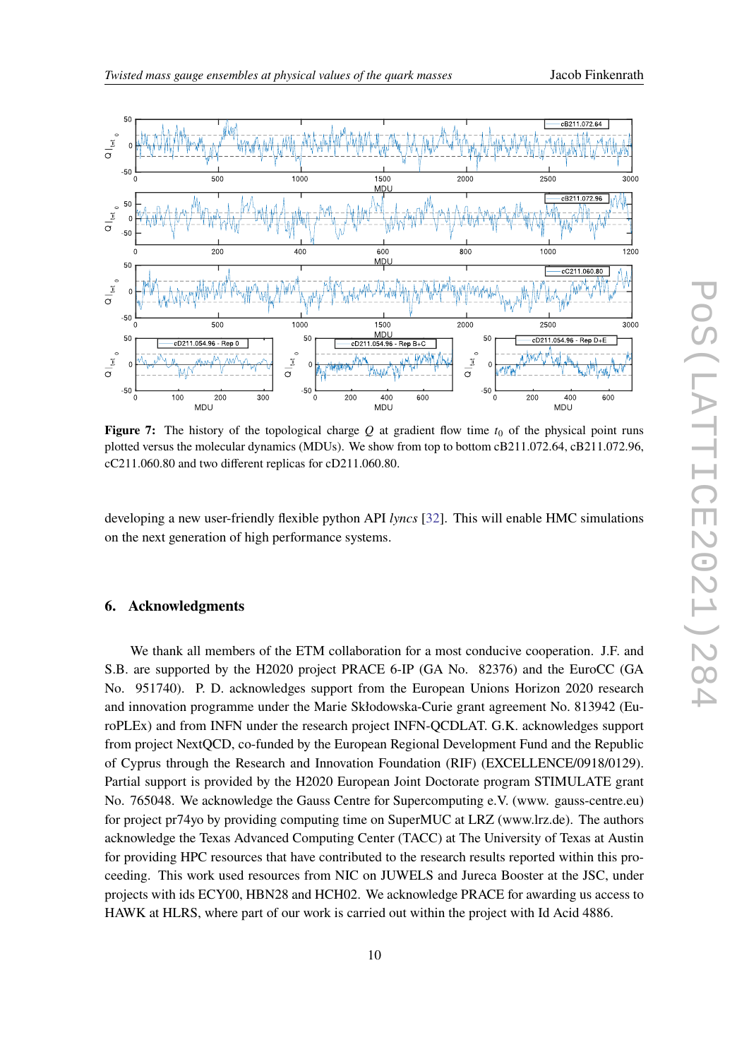**Figure 7:** The history of the topological charge $Q$ at gradient flow time $t_0$ of the physical point runs plotted versus the molecular dynamics (MDUs). We show from top to bottom cB211.072.64, cB211.072.96, cC211.060.80 and two different replicas for cD211.060.80.

developing a new user-friendly flexible python API *lyncs* [32]. This will enable HMC simulations on the next generation of high performance systems.

## 6. Acknowledgments

We thank all members of the ETM collaboration for a most conducive cooperation. J.F. and S.B. are supported by the H2020 project PRACE 6-IP (GA No. 82376) and the EuroCC (GA No. 951740). P. D. acknowledges support from the European Unions Horizon 2020 research and innovation programme under the Marie Skłodowska-Curie grant agreement No. 813942 (EuroPLEx) and from INFN under the research project INFN-QCDLAT. G.K. acknowledges support from project NextQCD, co-funded by the European Regional Development Fund and the Republic of Cyprus through the Research and Innovation Foundation (RIF) (EXCELLENCE/0918/0129). Partial support is provided by the H2020 European Joint Doctorate program STIMULATE grant No. 765048. We acknowledge the Gauss Centre for Supercomputing e.V. (www. gauss-centre.eu) for project pr74yo by providing computing time on SuperMUC at LRZ (www.lrz.de). The authors acknowledge the Texas Advanced Computing Center (TACC) at The University of Texas at Austin for providing HPC resources that have contributed to the research results reported within this proceeding. This work used resources from NIC on JUWELS and Jureca Booster at the JSC, under projects with ids ECY00, HBN28 and HCH02. We acknowledge PRACE for awarding us access to HAWK at HLRS, where part of our work is carried out within the project with Id Acid 4886.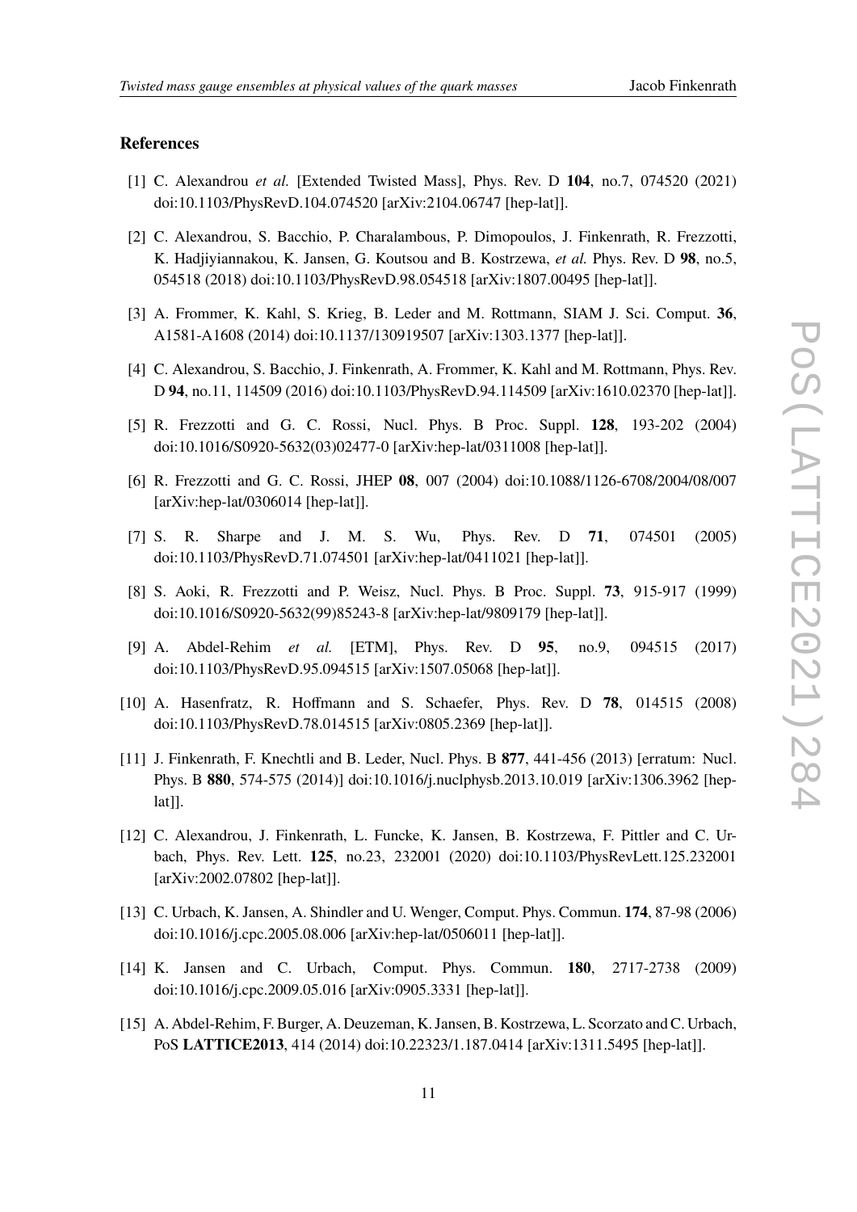## References

[1] C. Alexandrou *et al.* [Extended Twisted Mass], Phys. Rev. D **104**, no.7, 074520 (2021) doi:10.1103/PhysRevD.104.074520 [arXiv:2104.06747 [hep-lat]].

[2] C. Alexandrou, S. Bacchio, P. Charalambous, P. Dimopoulos, J. Finkenrath, R. Frezzotti, K. Hadjiyiannakou, K. Jansen, G. Koutsou and B. Kostrzewa, *et al.* Phys. Rev. D **98**, no.5, 054518 (2018) doi:10.1103/PhysRevD.98.054518 [arXiv:1807.00495 [hep-lat]].

[3] A. Frommer, K. Kahl, S. Krieg, B. Leder and M. Rottmann, SIAM J. Sci. Comput. **36**, A1581-A1608 (2014) doi:10.1137/130919507 [arXiv:1303.1377 [hep-lat]].

[4] C. Alexandrou, S. Bacchio, J. Finkenrath, A. Frommer, K. Kahl and M. Rottmann, Phys. Rev. D **94**, no.11, 114509 (2016) doi:10.1103/PhysRevD.94.114509 [arXiv:1610.02370 [hep-lat]].

[5] R. Frezzotti and G. C. Rossi, Nucl. Phys. B Proc. Suppl. **128**, 193-202 (2004) doi:10.1016/S0920-5632(03)02477-0 [arXiv:hep-lat/0311008 [hep-lat]].

[6] R. Frezzotti and G. C. Rossi, JHEP **08**, 007 (2004) doi:10.1088/1126-6708/2004/08/007 [arXiv:hep-lat/0306014 [hep-lat]].

[7] S. R. Sharpe and J. M. S. Wu, Phys. Rev. D **71**, 074501 (2005) doi:10.1103/PhysRevD.71.074501 [arXiv:hep-lat/0411021 [hep-lat]].

[8] S. Aoki, R. Frezzotti and P. Weisz, Nucl. Phys. B Proc. Suppl. **73**, 915-917 (1999) doi:10.1016/S0920-5632(99)85243-8 [arXiv:hep-lat/9809179 [hep-lat]].

[9] A. Abdel-Rehim *et al.* [ETM], Phys. Rev. D **95**, no.9, 094515 (2017) doi:10.1103/PhysRevD.95.094515 [arXiv:1507.05068 [hep-lat]].

[10] A. Hasenfratz, R. Hoffmann and S. Schaefer, Phys. Rev. D **78**, 014515 (2008) doi:10.1103/PhysRevD.78.014515 [arXiv:0805.2369 [hep-lat]].

[11] J. Finkenrath, F. Knechtli and B. Leder, Nucl. Phys. B **877**, 441-456 (2013) [erratum: Nucl. Phys. B **880**, 574-575 (2014)] doi:10.1016/j.nuclphysb.2013.10.019 [arXiv:1306.3962 [hep-lat]].

[12] C. Alexandrou, J. Finkenrath, L. Funcke, K. Jansen, B. Kostrzewa, F. Pittler and C. Urbach, Phys. Rev. Lett. **125**, no.23, 232001 (2020) doi:10.1103/PhysRevLett.125.232001 [arXiv:2002.07802 [hep-lat]].

[13] C. Urbach, K. Jansen, A. Shindler and U. Wenger, Comput. Phys. Commun. **174**, 87-98 (2006) doi:10.1016/j.cpc.2005.08.006 [arXiv:hep-lat/0506011 [hep-lat]].

[14] K. Jansen and C. Urbach, Comput. Phys. Commun. **180**, 2717-2738 (2009) doi:10.1016/j.cpc.2009.05.016 [arXiv:0905.3331 [hep-lat]].

[15] A. Abdel-Rehim, F. Burger, A. Deuzeman, K. Jansen, B. Kostrzewa, L. Scorzato and C. Urbach, PoS **LATTICE2013**, 414 (2014) doi:10.22323/1.187.0414 [arXiv:1311.5495 [hep-lat]].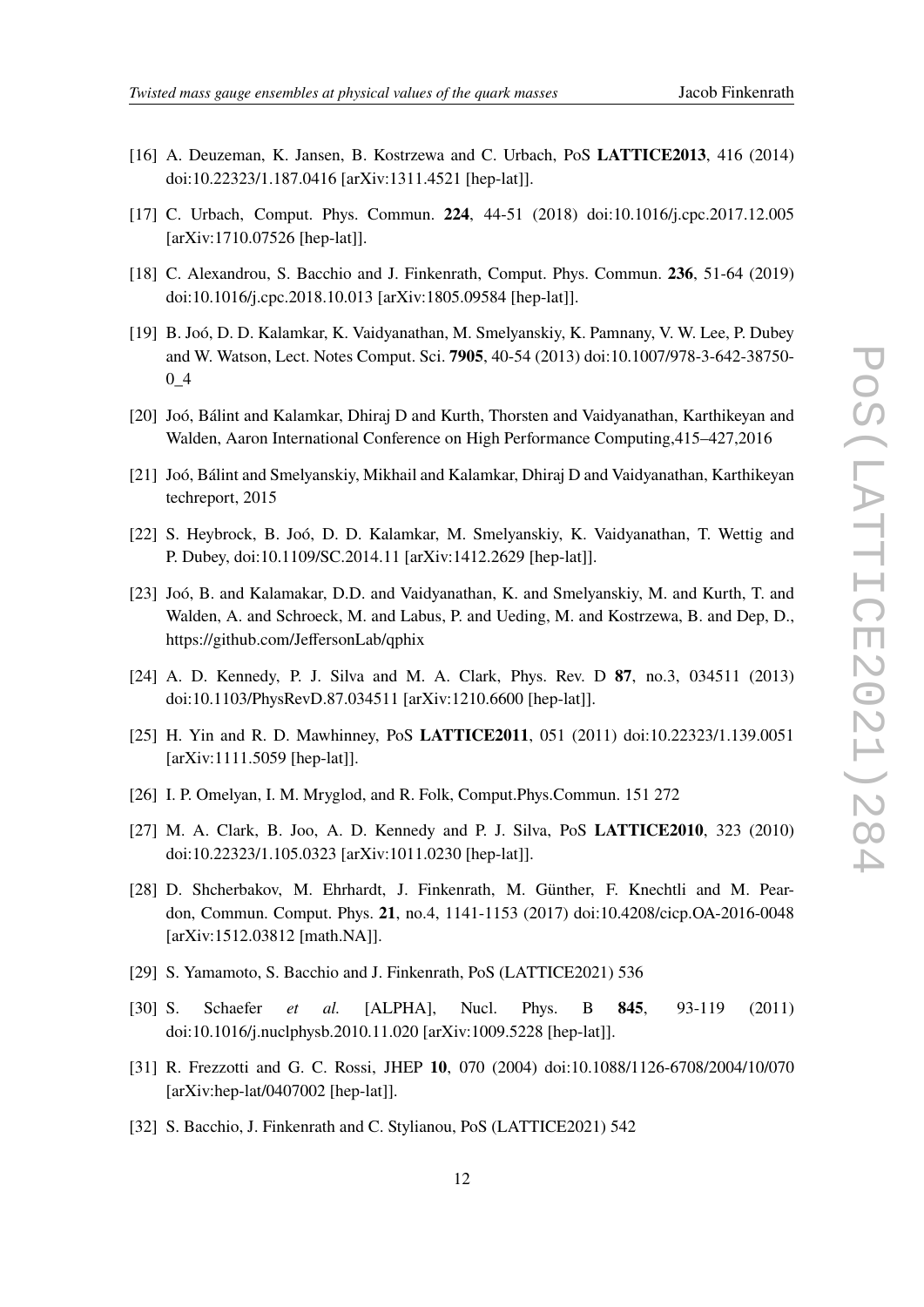[16] A. Deuzeman, K. Jansen, B. Kostrzewa and C. Urbach, PoS **LATTICE2013**, 416 (2014) doi:10.22323/1.187.0416 [arXiv:1311.4521 [hep-lat]].

[17] C. Urbach, Comput. Phys. Commun. **224**, 44-51 (2018) doi:10.1016/j.cpc.2017.12.005 [arXiv:1710.07526 [hep-lat]].

[18] C. Alexandrou, S. Bacchio and J. Finkenrath, Comput. Phys. Commun. **236**, 51-64 (2019) doi:10.1016/j.cpc.2018.10.013 [arXiv:1805.09584 [hep-lat]].

[19] B. Joó, D. D. Kalamkar, K. Vaidyanathan, M. Smelyanskiy, K. Pamnany, V. W. Lee, P. Dubey and W. Watson, Lect. Notes Comput. Sci. **7905**, 40-54 (2013) doi:10.1007/978-3-642-38750-0_4

[20] Joó, Bálint and Kalamkar, Dhiraj D and Kurth, Thorsten and Vaidyanathan, Karthikeyan and Walden, Aaron International Conference on High Performance Computing,415–427,2016

[21] Joó, Bálint and Smelyanskiy, Mikhail and Kalamkar, Dhiraj D and Vaidyanathan, Karthikeyan techreport, 2015

[22] S. Heybrock, B. Joó, D. D. Kalamkar, M. Smelyanskiy, K. Vaidyanathan, T. Wettig and P. Dubey, doi:10.1109/SC.2014.11 [arXiv:1412.2629 [hep-lat]].

[23] Joó, B. and Kalamakar, D.D. and Vaidyanathan, K. and Smelyanskiy, M. and Kurth, T. and Walden, A. and Schroeck, M. and Labus, P. and Ueding, M. and Kostrzewa, B. and Dep, D., https://github.com/JeffersonLab/qphix

[24] A. D. Kennedy, P. J. Silva and M. A. Clark, Phys. Rev. D **87**, no.3, 034511 (2013) doi:10.1103/PhysRevD.87.034511 [arXiv:1210.6600 [hep-lat]].

[25] H. Yin and R. D. Mawhinney, PoS **LATTICE2011**, 051 (2011) doi:10.22323/1.139.0051 [arXiv:1111.5059 [hep-lat]].

[26] I. P. Omelyan, I. M. Mryglod, and R. Folk, Comput.Phys.Commun. 151 272

[27] M. A. Clark, B. Joo, A. D. Kennedy and P. J. Silva, PoS **LATTICE2010**, 323 (2010) doi:10.22323/1.105.0323 [arXiv:1011.0230 [hep-lat]].

[28] D. Shcherbakov, M. Ehrhardt, J. Finkenrath, M. Günther, F. Knechtli and M. Peardon, Commun. Comput. Phys. **21**, no.4, 1141-1153 (2017) doi:10.4208/cicp.OA-2016-0048 [arXiv:1512.03812 [math.NA]].

[29] S. Yamamoto, S. Bacchio and J. Finkenrath, PoS (LATTICE2021) 536

[30] S. Schaefer *et al.* [ALPHA], Nucl. Phys. B **845**, 93-119 (2011) doi:10.1016/j.nuclphysb.2010.11.020 [arXiv:1009.5228 [hep-lat]].

[31] R. Frezzotti and G. C. Rossi, JHEP **10**, 070 (2004) doi:10.1088/1126-6708/2004/10/070 [arXiv:hep-lat/0407002 [hep-lat]].

[32] S. Bacchio, J. Finkenrath and C. Stylianou, PoS (LATTICE2021) 542